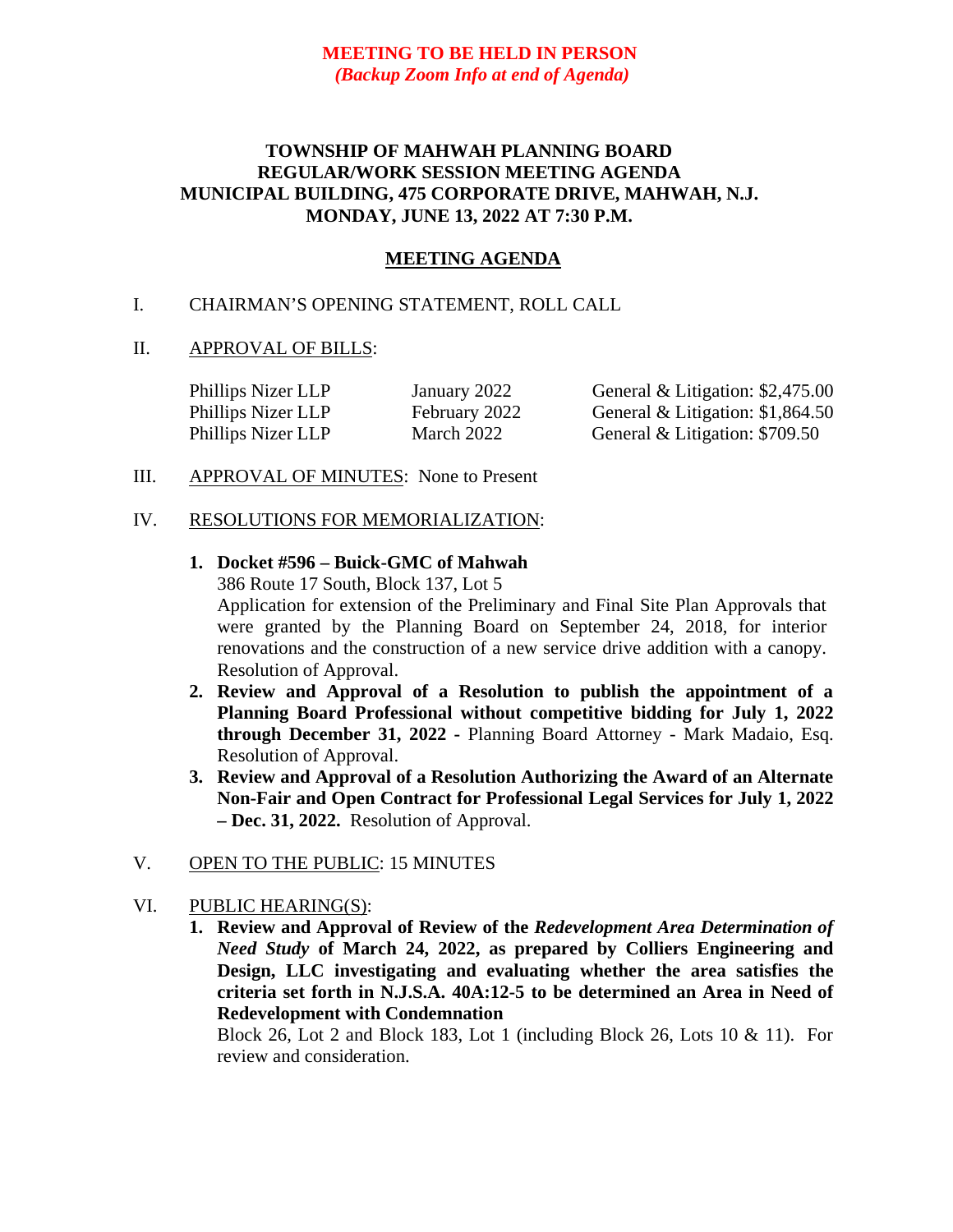**MEETING TO BE HELD IN PERSON**
***(Backup Zoom Info at end of Agenda)***

# TOWNSHIP OF MAHWAH PLANNING BOARD
## REGULAR/WORK SESSION MEETING AGENDA
## MUNICIPAL BUILDING, 475 CORPORATE DRIVE, MAHWAH, N.J.
## MONDAY, JUNE 13, 2022 AT 7:30 P.M.

## MEETING AGENDA

I. CHAIRMAN'S OPENING STATEMENT, ROLL CALL

II. APPROVAL OF BILLS:

| | | |
|---|---|---|
| Phillips Nizer LLP | January 2022 | General & Litigation: $2,475.00 |
| Phillips Nizer LLP | February 2022 | General & Litigation: $1,864.50 |
| Phillips Nizer LLP | March 2022 | General & Litigation: $709.50 |

III. APPROVAL OF MINUTES: None to Present

IV. RESOLUTIONS FOR MEMORIALIZATION:

1. **Docket #596 – Buick-GMC of Mahwah**
   386 Route 17 South, Block 137, Lot 5
   Application for extension of the Preliminary and Final Site Plan Approvals that were granted by the Planning Board on September 24, 2018, for interior renovations and the construction of a new service drive addition with a canopy. Resolution of Approval.
2. **Review and Approval of a Resolution to publish the appointment of a Planning Board Professional without competitive bidding for July 1, 2022 through December 31, 2022** - Planning Board Attorney - Mark Madaio, Esq. Resolution of Approval.
3. **Review and Approval of a Resolution Authorizing the Award of an Alternate Non-Fair and Open Contract for Professional Legal Services for July 1, 2022 – Dec. 31, 2022.** Resolution of Approval.

V. OPEN TO THE PUBLIC: 15 MINUTES

VI. PUBLIC HEARING(S):

1. **Review and Approval of Review of the *Redevelopment Area Determination of Need Study* of March 24, 2022, as prepared by Colliers Engineering and Design, LLC investigating and evaluating whether the area satisfies the criteria set forth in N.J.S.A. 40A:12-5 to be determined an Area in Need of Redevelopment with Condemnation**
   Block 26, Lot 2 and Block 183, Lot 1 (including Block 26, Lots 10 & 11). For review and consideration.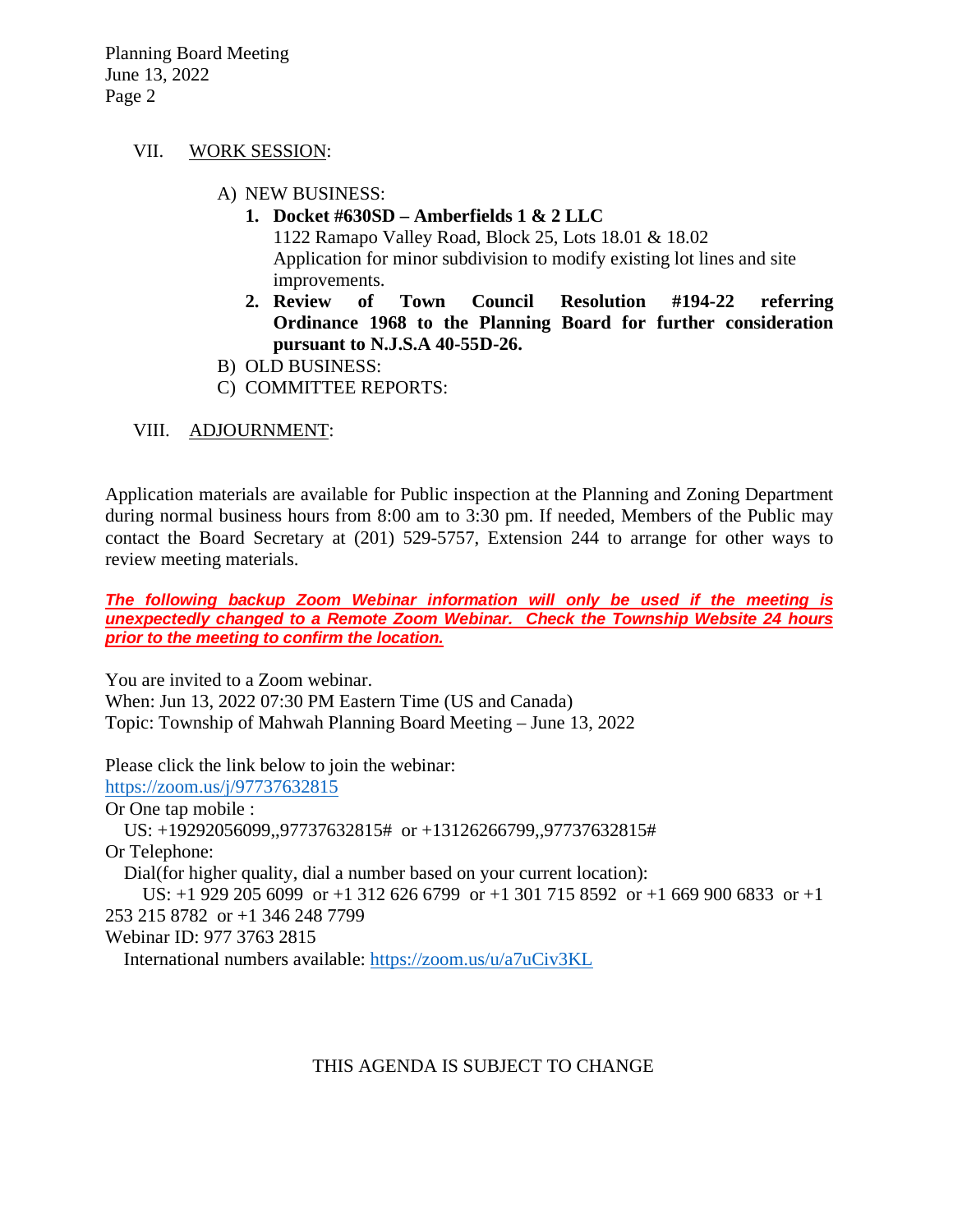VII. WORK SESSION:

A) NEW BUSINESS:

1. **Docket #630SD – Amberfields 1 & 2 LLC**
   1122 Ramapo Valley Road, Block 25, Lots 18.01 & 18.02
   Application for minor subdivision to modify existing lot lines and site improvements.
2. **Review of Town Council Resolution #194-22 referring Ordinance 1968 to the Planning Board for further consideration pursuant to N.J.S.A 40-55D-26.**

B) OLD BUSINESS:

C) COMMITTEE REPORTS:

VIII. ADJOURNMENT:

Application materials are available for Public inspection at the Planning and Zoning Department during normal business hours from 8:00 am to 3:30 pm. If needed, Members of the Public may contact the Board Secretary at (201) 529-5757, Extension 244 to arrange for other ways to review meeting materials.

***The following backup Zoom Webinar information will only be used if the meeting is unexpectedly changed to a Remote Zoom Webinar. Check the Township Website 24 hours prior to the meeting to confirm the location.***

You are invited to a Zoom webinar.
When: Jun 13, 2022 07:30 PM Eastern Time (US and Canada)
Topic: Township of Mahwah Planning Board Meeting – June 13, 2022

Please click the link below to join the webinar:
https://zoom.us/j/97737632815
Or One tap mobile :
US: +19292056099,,97737632815# or +13126266799,,97737632815#
Or Telephone:
Dial(for higher quality, dial a number based on your current location):
US: +1 929 205 6099 or +1 312 626 6799 or +1 301 715 8592 or +1 669 900 6833 or +1 253 215 8782 or +1 346 248 7799
Webinar ID: 977 3763 2815
International numbers available: https://zoom.us/u/a7uCiv3KL

THIS AGENDA IS SUBJECT TO CHANGE